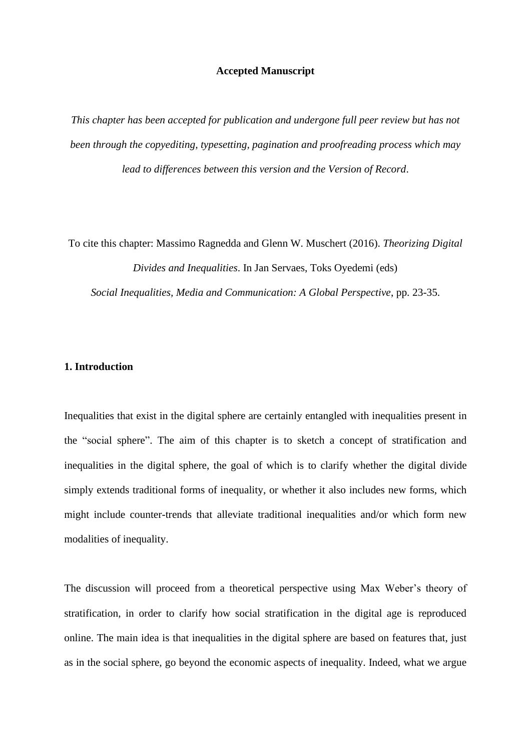**Accepted Manuscript**

*This chapter has been accepted for publication and undergone full peer review but has not been through the copyediting, typesetting, pagination and proofreading process which may lead to differences between this version and the Version of Record*.

To cite this chapter: Massimo Ragnedda and Glenn W. Muschert (2016). *Theorizing Digital Divides and Inequalities*. In Jan Servaes, Toks Oyedemi (eds) *Social Inequalities, Media and Communication: A Global Perspective*, pp. 23-35.

## 1. Introduction

Inequalities that exist in the digital sphere are certainly entangled with inequalities present in the "social sphere". The aim of this chapter is to sketch a concept of stratification and inequalities in the digital sphere, the goal of which is to clarify whether the digital divide simply extends traditional forms of inequality, or whether it also includes new forms, which might include counter-trends that alleviate traditional inequalities and/or which form new modalities of inequality.

The discussion will proceed from a theoretical perspective using Max Weber's theory of stratification, in order to clarify how social stratification in the digital age is reproduced online. The main idea is that inequalities in the digital sphere are based on features that, just as in the social sphere, go beyond the economic aspects of inequality. Indeed, what we argue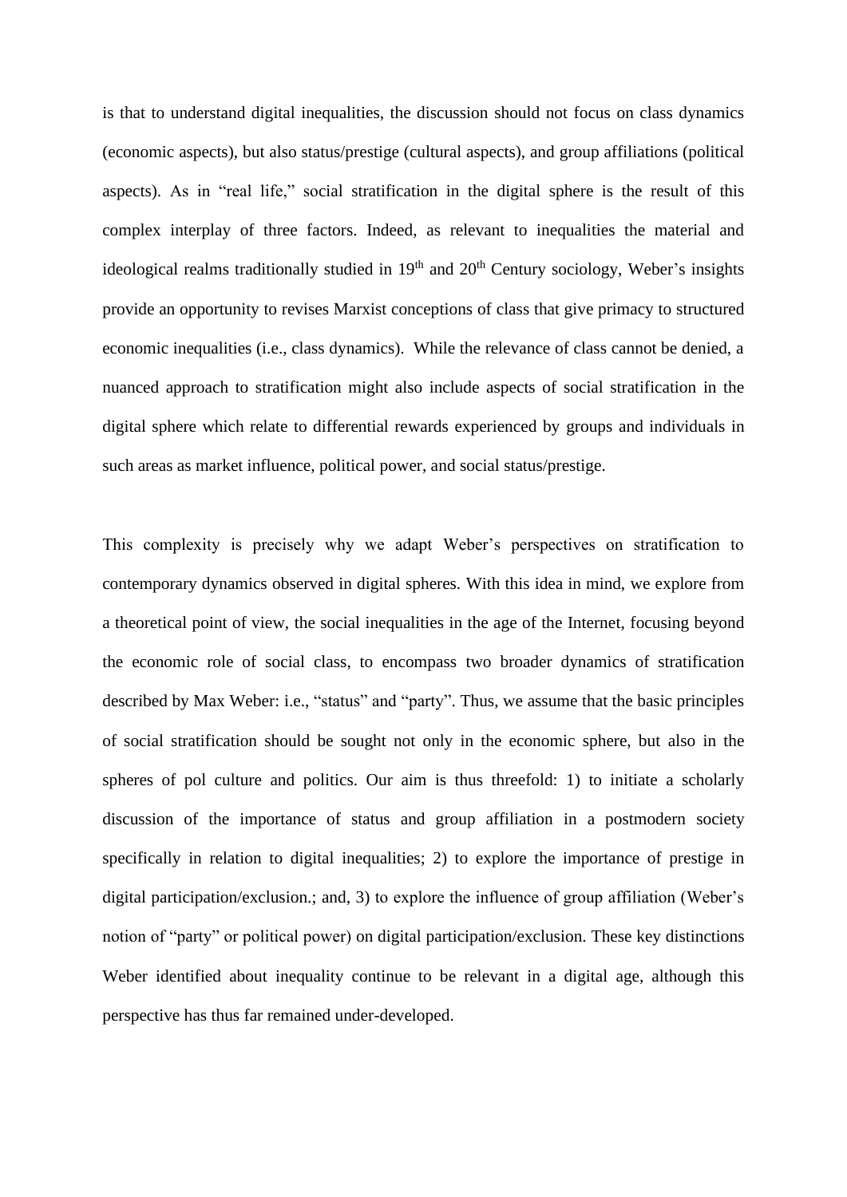is that to understand digital inequalities, the discussion should not focus on class dynamics (economic aspects), but also status/prestige (cultural aspects), and group affiliations (political aspects). As in "real life," social stratification in the digital sphere is the result of this complex interplay of three factors. Indeed, as relevant to inequalities the material and ideological realms traditionally studied in 19th and 20th Century sociology, Weber's insights provide an opportunity to revises Marxist conceptions of class that give primacy to structured economic inequalities (i.e., class dynamics). While the relevance of class cannot be denied, a nuanced approach to stratification might also include aspects of social stratification in the digital sphere which relate to differential rewards experienced by groups and individuals in such areas as market influence, political power, and social status/prestige.

This complexity is precisely why we adapt Weber's perspectives on stratification to contemporary dynamics observed in digital spheres. With this idea in mind, we explore from a theoretical point of view, the social inequalities in the age of the Internet, focusing beyond the economic role of social class, to encompass two broader dynamics of stratification described by Max Weber: i.e., "status" and "party". Thus, we assume that the basic principles of social stratification should be sought not only in the economic sphere, but also in the spheres of pol culture and politics. Our aim is thus threefold: 1) to initiate a scholarly discussion of the importance of status and group affiliation in a postmodern society specifically in relation to digital inequalities; 2) to explore the importance of prestige in digital participation/exclusion.; and, 3) to explore the influence of group affiliation (Weber's notion of "party" or political power) on digital participation/exclusion. These key distinctions Weber identified about inequality continue to be relevant in a digital age, although this perspective has thus far remained under-developed.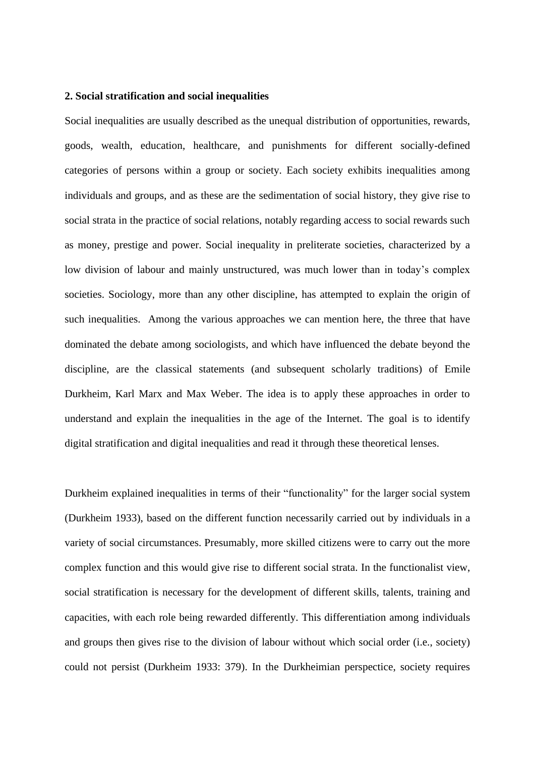## 2. Social stratification and social inequalities

Social inequalities are usually described as the unequal distribution of opportunities, rewards, goods, wealth, education, healthcare, and punishments for different socially-defined categories of persons within a group or society. Each society exhibits inequalities among individuals and groups, and as these are the sedimentation of social history, they give rise to social strata in the practice of social relations, notably regarding access to social rewards such as money, prestige and power. Social inequality in preliterate societies, characterized by a low division of labour and mainly unstructured, was much lower than in today's complex societies. Sociology, more than any other discipline, has attempted to explain the origin of such inequalities. Among the various approaches we can mention here, the three that have dominated the debate among sociologists, and which have influenced the debate beyond the discipline, are the classical statements (and subsequent scholarly traditions) of Emile Durkheim, Karl Marx and Max Weber. The idea is to apply these approaches in order to understand and explain the inequalities in the age of the Internet. The goal is to identify digital stratification and digital inequalities and read it through these theoretical lenses.

Durkheim explained inequalities in terms of their "functionality" for the larger social system (Durkheim 1933), based on the different function necessarily carried out by individuals in a variety of social circumstances. Presumably, more skilled citizens were to carry out the more complex function and this would give rise to different social strata. In the functionalist view, social stratification is necessary for the development of different skills, talents, training and capacities, with each role being rewarded differently. This differentiation among individuals and groups then gives rise to the division of labour without which social order (i.e., society) could not persist (Durkheim 1933: 379). In the Durkheimian perspectice, society requires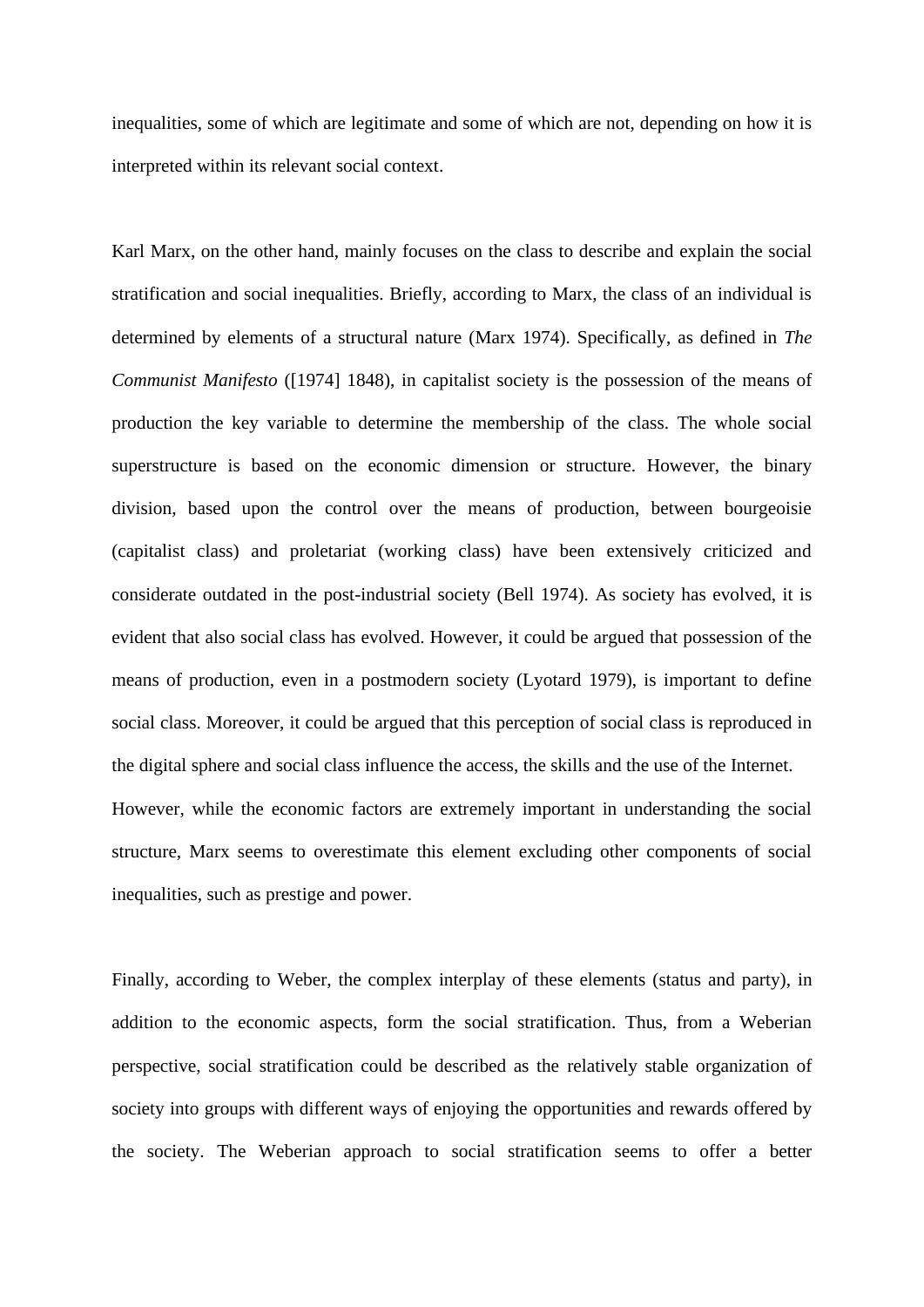inequalities, some of which are legitimate and some of which are not, depending on how it is interpreted within its relevant social context.

Karl Marx, on the other hand, mainly focuses on the class to describe and explain the social stratification and social inequalities. Briefly, according to Marx, the class of an individual is determined by elements of a structural nature (Marx 1974). Specifically, as defined in *The Communist Manifesto* ([1974] 1848), in capitalist society is the possession of the means of production the key variable to determine the membership of the class. The whole social superstructure is based on the economic dimension or structure. However, the binary division, based upon the control over the means of production, between bourgeoisie (capitalist class) and proletariat (working class) have been extensively criticized and considerate outdated in the post-industrial society (Bell 1974). As society has evolved, it is evident that also social class has evolved. However, it could be argued that possession of the means of production, even in a postmodern society (Lyotard 1979), is important to define social class. Moreover, it could be argued that this perception of social class is reproduced in the digital sphere and social class influence the access, the skills and the use of the Internet.
However, while the economic factors are extremely important in understanding the social structure, Marx seems to overestimate this element excluding other components of social inequalities, such as prestige and power.

Finally, according to Weber, the complex interplay of these elements (status and party), in addition to the economic aspects, form the social stratification. Thus, from a Weberian perspective, social stratification could be described as the relatively stable organization of society into groups with different ways of enjoying the opportunities and rewards offered by the society. The Weberian approach to social stratification seems to offer a better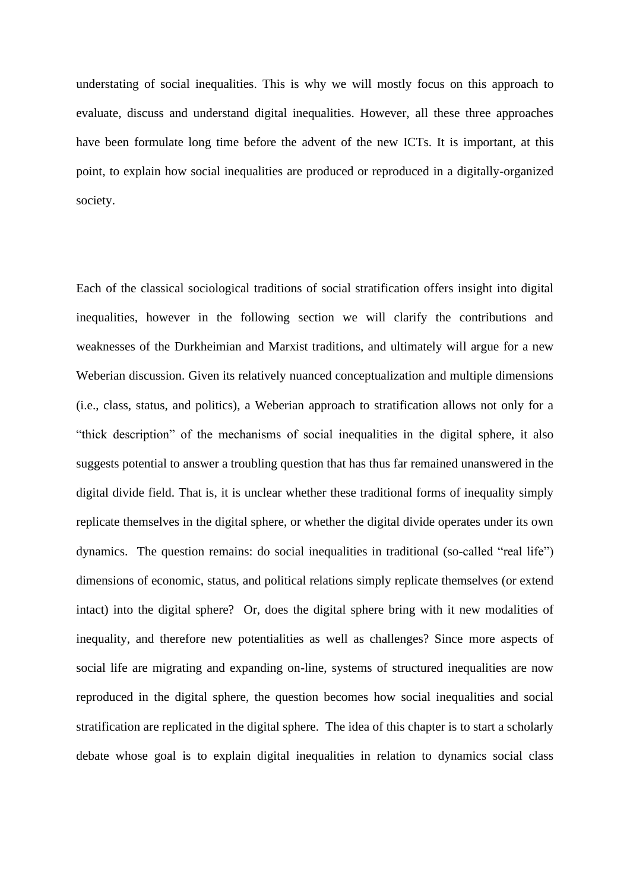understating of social inequalities. This is why we will mostly focus on this approach to evaluate, discuss and understand digital inequalities. However, all these three approaches have been formulate long time before the advent of the new ICTs. It is important, at this point, to explain how social inequalities are produced or reproduced in a digitally-organized society.

Each of the classical sociological traditions of social stratification offers insight into digital inequalities, however in the following section we will clarify the contributions and weaknesses of the Durkheimian and Marxist traditions, and ultimately will argue for a new Weberian discussion. Given its relatively nuanced conceptualization and multiple dimensions (i.e., class, status, and politics), a Weberian approach to stratification allows not only for a "thick description" of the mechanisms of social inequalities in the digital sphere, it also suggests potential to answer a troubling question that has thus far remained unanswered in the digital divide field. That is, it is unclear whether these traditional forms of inequality simply replicate themselves in the digital sphere, or whether the digital divide operates under its own dynamics. The question remains: do social inequalities in traditional (so-called "real life") dimensions of economic, status, and political relations simply replicate themselves (or extend intact) into the digital sphere? Or, does the digital sphere bring with it new modalities of inequality, and therefore new potentialities as well as challenges? Since more aspects of social life are migrating and expanding on-line, systems of structured inequalities are now reproduced in the digital sphere, the question becomes how social inequalities and social stratification are replicated in the digital sphere. The idea of this chapter is to start a scholarly debate whose goal is to explain digital inequalities in relation to dynamics social class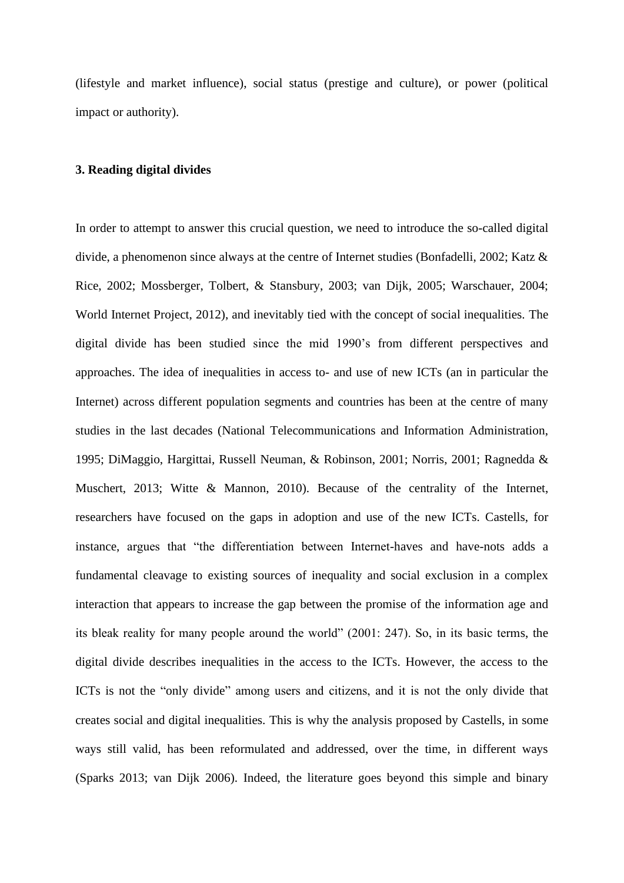(lifestyle and market influence), social status (prestige and culture), or power (political impact or authority).

### 3. Reading digital divides

In order to attempt to answer this crucial question, we need to introduce the so-called digital divide, a phenomenon since always at the centre of Internet studies (Bonfadelli, 2002; Katz & Rice, 2002; Mossberger, Tolbert, & Stansbury, 2003; van Dijk, 2005; Warschauer, 2004; World Internet Project, 2012), and inevitably tied with the concept of social inequalities. The digital divide has been studied since the mid 1990's from different perspectives and approaches. The idea of inequalities in access to- and use of new ICTs (an in particular the Internet) across different population segments and countries has been at the centre of many studies in the last decades (National Telecommunications and Information Administration, 1995; DiMaggio, Hargittai, Russell Neuman, & Robinson, 2001; Norris, 2001; Ragnedda & Muschert, 2013; Witte & Mannon, 2010). Because of the centrality of the Internet, researchers have focused on the gaps in adoption and use of the new ICTs. Castells, for instance, argues that "the differentiation between Internet-haves and have-nots adds a fundamental cleavage to existing sources of inequality and social exclusion in a complex interaction that appears to increase the gap between the promise of the information age and its bleak reality for many people around the world" (2001: 247). So, in its basic terms, the digital divide describes inequalities in the access to the ICTs. However, the access to the ICTs is not the "only divide" among users and citizens, and it is not the only divide that creates social and digital inequalities. This is why the analysis proposed by Castells, in some ways still valid, has been reformulated and addressed, over the time, in different ways (Sparks 2013; van Dijk 2006). Indeed, the literature goes beyond this simple and binary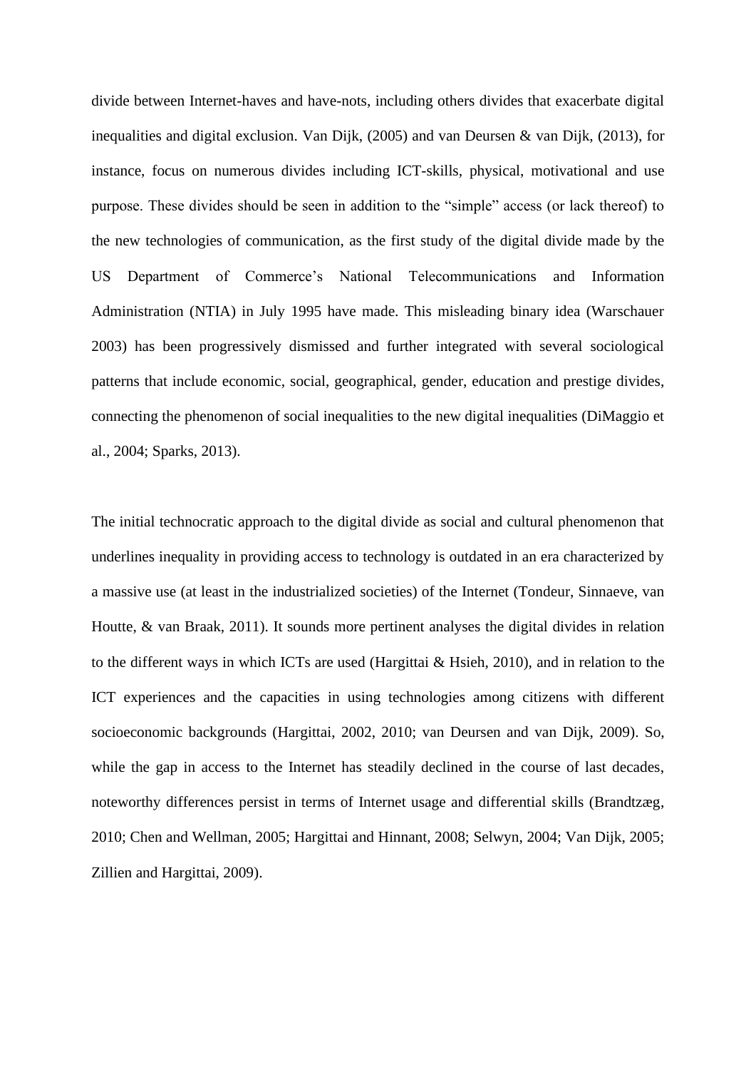divide between Internet-haves and have-nots, including others divides that exacerbate digital inequalities and digital exclusion. Van Dijk, (2005) and van Deursen & van Dijk, (2013), for instance, focus on numerous divides including ICT-skills, physical, motivational and use purpose. These divides should be seen in addition to the "simple" access (or lack thereof) to the new technologies of communication, as the first study of the digital divide made by the US Department of Commerce's National Telecommunications and Information Administration (NTIA) in July 1995 have made. This misleading binary idea (Warschauer 2003) has been progressively dismissed and further integrated with several sociological patterns that include economic, social, geographical, gender, education and prestige divides, connecting the phenomenon of social inequalities to the new digital inequalities (DiMaggio et al., 2004; Sparks, 2013).

The initial technocratic approach to the digital divide as social and cultural phenomenon that underlines inequality in providing access to technology is outdated in an era characterized by a massive use (at least in the industrialized societies) of the Internet (Tondeur, Sinnaeve, van Houtte, & van Braak, 2011). It sounds more pertinent analyses the digital divides in relation to the different ways in which ICTs are used (Hargittai & Hsieh, 2010), and in relation to the ICT experiences and the capacities in using technologies among citizens with different socioeconomic backgrounds (Hargittai, 2002, 2010; van Deursen and van Dijk, 2009). So, while the gap in access to the Internet has steadily declined in the course of last decades, noteworthy differences persist in terms of Internet usage and differential skills (Brandtzæg, 2010; Chen and Wellman, 2005; Hargittai and Hinnant, 2008; Selwyn, 2004; Van Dijk, 2005; Zillien and Hargittai, 2009).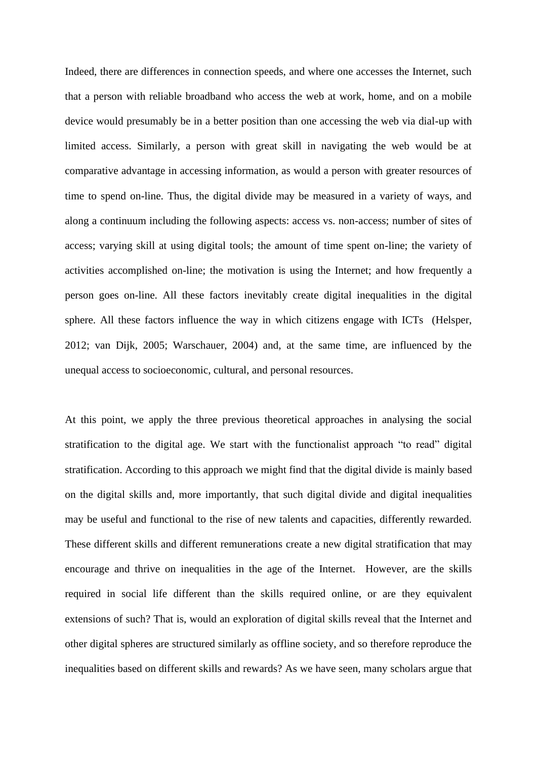Indeed, there are differences in connection speeds, and where one accesses the Internet, such that a person with reliable broadband who access the web at work, home, and on a mobile device would presumably be in a better position than one accessing the web via dial-up with limited access. Similarly, a person with great skill in navigating the web would be at comparative advantage in accessing information, as would a person with greater resources of time to spend on-line. Thus, the digital divide may be measured in a variety of ways, and along a continuum including the following aspects: access vs. non-access; number of sites of access; varying skill at using digital tools; the amount of time spent on-line; the variety of activities accomplished on-line; the motivation is using the Internet; and how frequently a person goes on-line. All these factors inevitably create digital inequalities in the digital sphere. All these factors influence the way in which citizens engage with ICTs (Helsper, 2012; van Dijk, 2005; Warschauer, 2004) and, at the same time, are influenced by the unequal access to socioeconomic, cultural, and personal resources.

At this point, we apply the three previous theoretical approaches in analysing the social stratification to the digital age. We start with the functionalist approach "to read" digital stratification. According to this approach we might find that the digital divide is mainly based on the digital skills and, more importantly, that such digital divide and digital inequalities may be useful and functional to the rise of new talents and capacities, differently rewarded. These different skills and different remunerations create a new digital stratification that may encourage and thrive on inequalities in the age of the Internet. However, are the skills required in social life different than the skills required online, or are they equivalent extensions of such? That is, would an exploration of digital skills reveal that the Internet and other digital spheres are structured similarly as offline society, and so therefore reproduce the inequalities based on different skills and rewards? As we have seen, many scholars argue that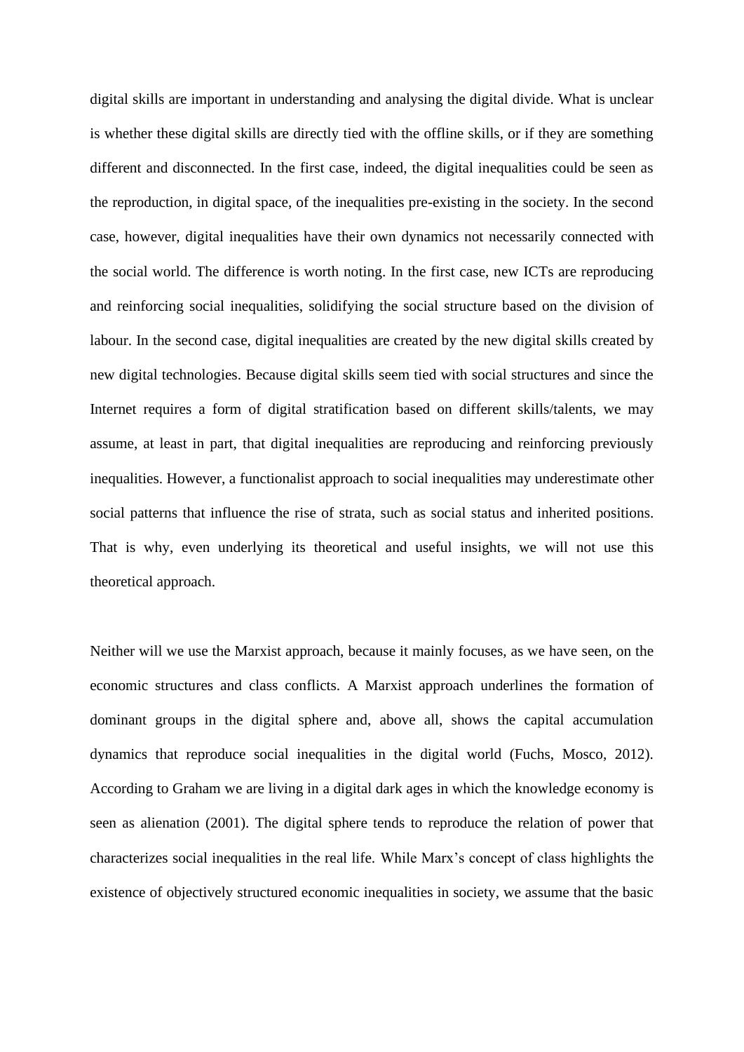digital skills are important in understanding and analysing the digital divide. What is unclear is whether these digital skills are directly tied with the offline skills, or if they are something different and disconnected. In the first case, indeed, the digital inequalities could be seen as the reproduction, in digital space, of the inequalities pre-existing in the society. In the second case, however, digital inequalities have their own dynamics not necessarily connected with the social world. The difference is worth noting. In the first case, new ICTs are reproducing and reinforcing social inequalities, solidifying the social structure based on the division of labour. In the second case, digital inequalities are created by the new digital skills created by new digital technologies. Because digital skills seem tied with social structures and since the Internet requires a form of digital stratification based on different skills/talents, we may assume, at least in part, that digital inequalities are reproducing and reinforcing previously inequalities. However, a functionalist approach to social inequalities may underestimate other social patterns that influence the rise of strata, such as social status and inherited positions. That is why, even underlying its theoretical and useful insights, we will not use this theoretical approach.

Neither will we use the Marxist approach, because it mainly focuses, as we have seen, on the economic structures and class conflicts. A Marxist approach underlines the formation of dominant groups in the digital sphere and, above all, shows the capital accumulation dynamics that reproduce social inequalities in the digital world (Fuchs, Mosco, 2012). According to Graham we are living in a digital dark ages in which the knowledge economy is seen as alienation (2001). The digital sphere tends to reproduce the relation of power that characterizes social inequalities in the real life. While Marx's concept of class highlights the existence of objectively structured economic inequalities in society, we assume that the basic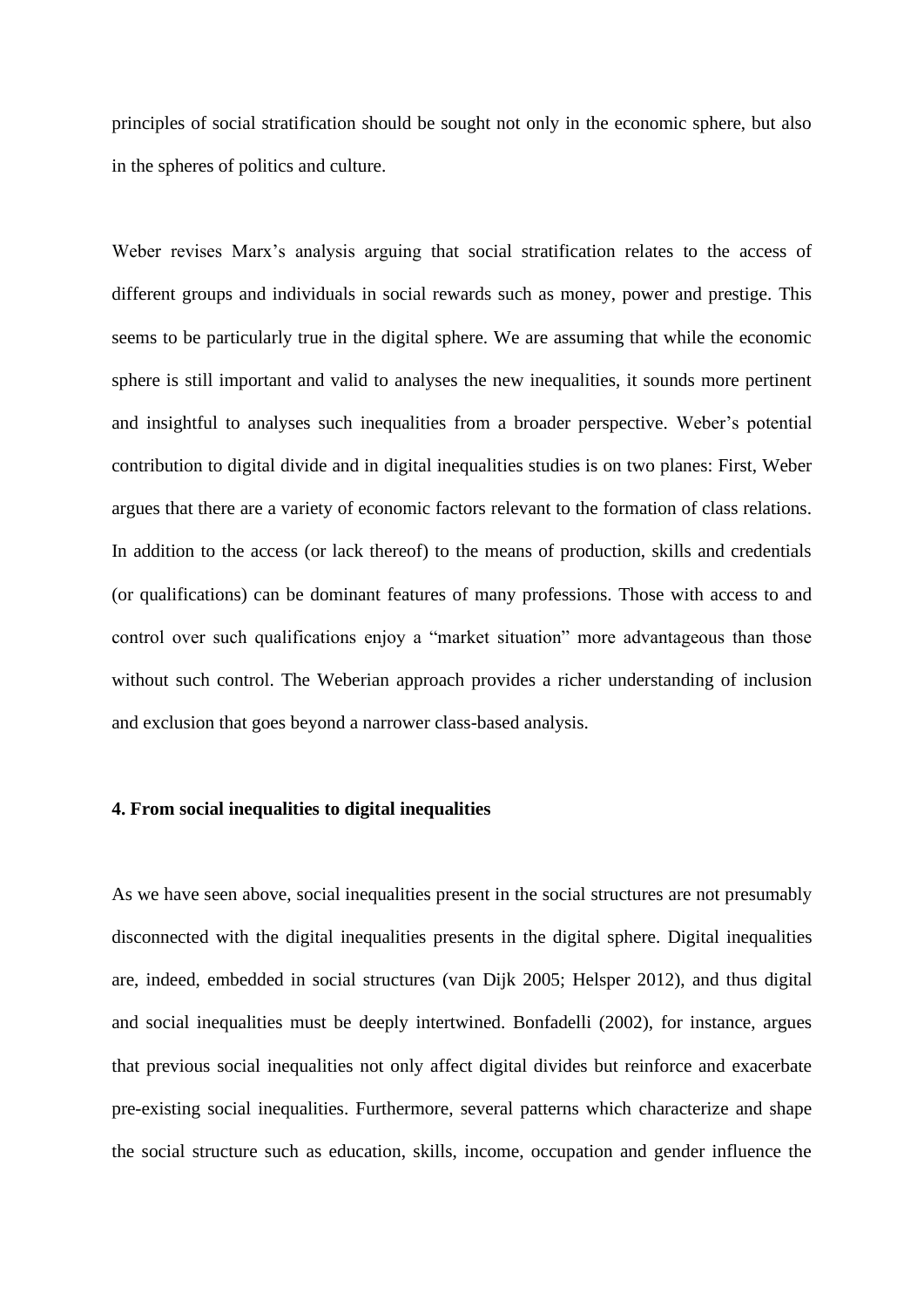principles of social stratification should be sought not only in the economic sphere, but also in the spheres of politics and culture.

Weber revises Marx's analysis arguing that social stratification relates to the access of different groups and individuals in social rewards such as money, power and prestige. This seems to be particularly true in the digital sphere. We are assuming that while the economic sphere is still important and valid to analyses the new inequalities, it sounds more pertinent and insightful to analyses such inequalities from a broader perspective. Weber's potential contribution to digital divide and in digital inequalities studies is on two planes: First, Weber argues that there are a variety of economic factors relevant to the formation of class relations. In addition to the access (or lack thereof) to the means of production, skills and credentials (or qualifications) can be dominant features of many professions. Those with access to and control over such qualifications enjoy a "market situation" more advantageous than those without such control. The Weberian approach provides a richer understanding of inclusion and exclusion that goes beyond a narrower class-based analysis.

## 4. From social inequalities to digital inequalities

As we have seen above, social inequalities present in the social structures are not presumably disconnected with the digital inequalities presents in the digital sphere. Digital inequalities are, indeed, embedded in social structures (van Dijk 2005; Helsper 2012), and thus digital and social inequalities must be deeply intertwined. Bonfadelli (2002), for instance, argues that previous social inequalities not only affect digital divides but reinforce and exacerbate pre-existing social inequalities. Furthermore, several patterns which characterize and shape the social structure such as education, skills, income, occupation and gender influence the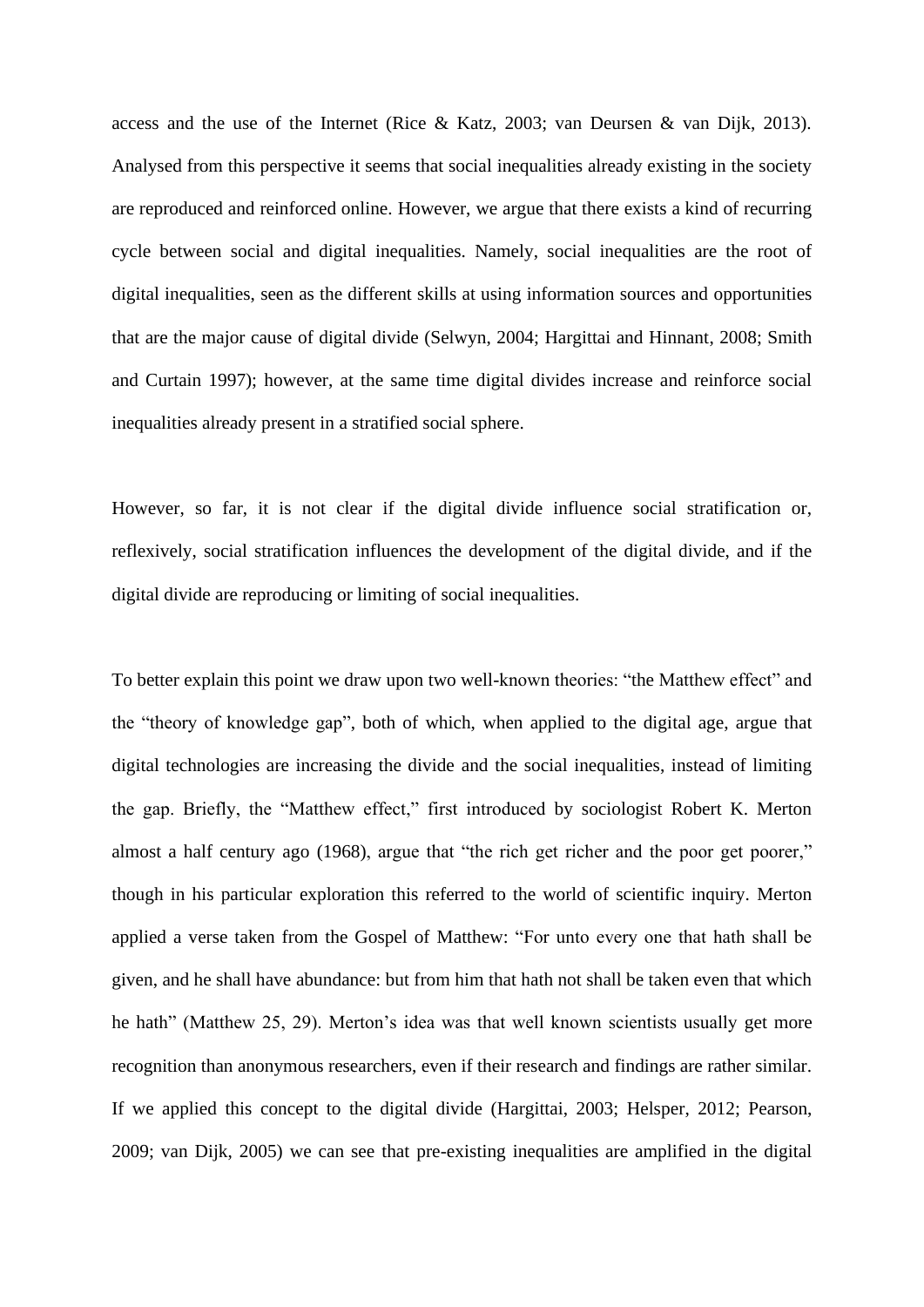access and the use of the Internet (Rice & Katz, 2003; van Deursen & van Dijk, 2013). Analysed from this perspective it seems that social inequalities already existing in the society are reproduced and reinforced online. However, we argue that there exists a kind of recurring cycle between social and digital inequalities. Namely, social inequalities are the root of digital inequalities, seen as the different skills at using information sources and opportunities that are the major cause of digital divide (Selwyn, 2004; Hargittai and Hinnant, 2008; Smith and Curtain 1997); however, at the same time digital divides increase and reinforce social inequalities already present in a stratified social sphere.

However, so far, it is not clear if the digital divide influence social stratification or, reflexively, social stratification influences the development of the digital divide, and if the digital divide are reproducing or limiting of social inequalities.

To better explain this point we draw upon two well-known theories: "the Matthew effect" and the "theory of knowledge gap", both of which, when applied to the digital age, argue that digital technologies are increasing the divide and the social inequalities, instead of limiting the gap. Briefly, the "Matthew effect," first introduced by sociologist Robert K. Merton almost a half century ago (1968), argue that "the rich get richer and the poor get poorer," though in his particular exploration this referred to the world of scientific inquiry. Merton applied a verse taken from the Gospel of Matthew: "For unto every one that hath shall be given, and he shall have abundance: but from him that hath not shall be taken even that which he hath" (Matthew 25, 29). Merton's idea was that well known scientists usually get more recognition than anonymous researchers, even if their research and findings are rather similar. If we applied this concept to the digital divide (Hargittai, 2003; Helsper, 2012; Pearson, 2009; van Dijk, 2005) we can see that pre-existing inequalities are amplified in the digital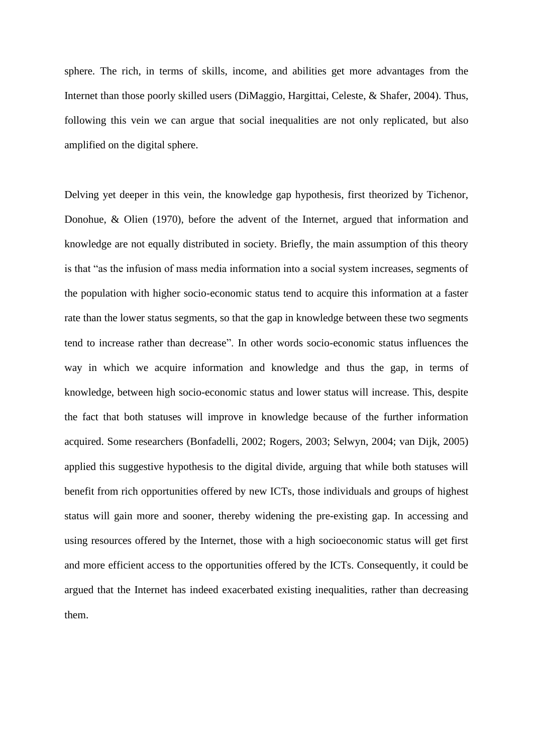sphere. The rich, in terms of skills, income, and abilities get more advantages from the Internet than those poorly skilled users (DiMaggio, Hargittai, Celeste, & Shafer, 2004). Thus, following this vein we can argue that social inequalities are not only replicated, but also amplified on the digital sphere.

Delving yet deeper in this vein, the knowledge gap hypothesis, first theorized by Tichenor, Donohue, & Olien (1970), before the advent of the Internet, argued that information and knowledge are not equally distributed in society. Briefly, the main assumption of this theory is that "as the infusion of mass media information into a social system increases, segments of the population with higher socio-economic status tend to acquire this information at a faster rate than the lower status segments, so that the gap in knowledge between these two segments tend to increase rather than decrease". In other words socio-economic status influences the way in which we acquire information and knowledge and thus the gap, in terms of knowledge, between high socio-economic status and lower status will increase. This, despite the fact that both statuses will improve in knowledge because of the further information acquired. Some researchers (Bonfadelli, 2002; Rogers, 2003; Selwyn, 2004; van Dijk, 2005) applied this suggestive hypothesis to the digital divide, arguing that while both statuses will benefit from rich opportunities offered by new ICTs, those individuals and groups of highest status will gain more and sooner, thereby widening the pre-existing gap. In accessing and using resources offered by the Internet, those with a high socioeconomic status will get first and more efficient access to the opportunities offered by the ICTs. Consequently, it could be argued that the Internet has indeed exacerbated existing inequalities, rather than decreasing them.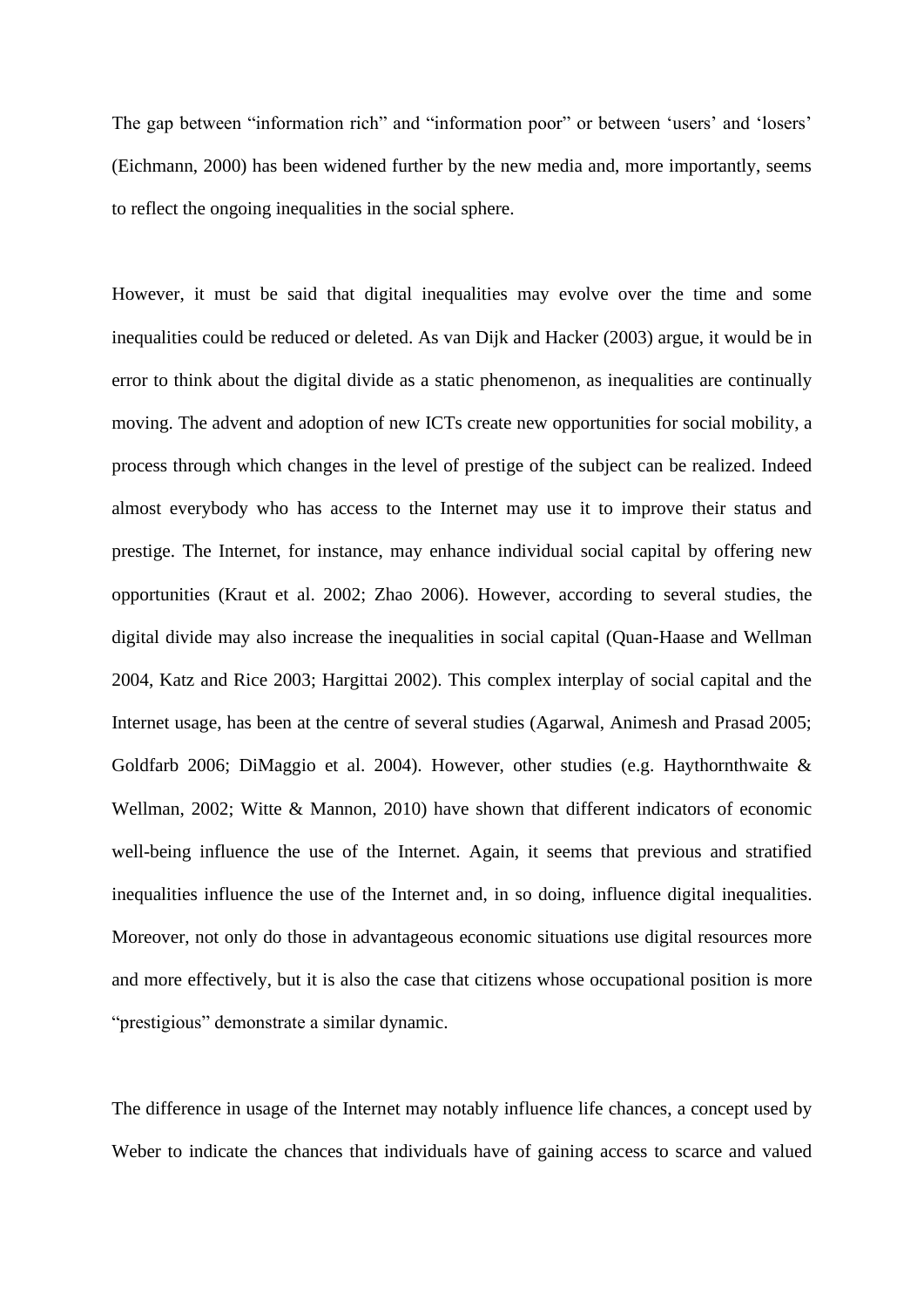The gap between "information rich" and "information poor" or between 'users' and 'losers' (Eichmann, 2000) has been widened further by the new media and, more importantly, seems to reflect the ongoing inequalities in the social sphere.

However, it must be said that digital inequalities may evolve over the time and some inequalities could be reduced or deleted. As van Dijk and Hacker (2003) argue, it would be in error to think about the digital divide as a static phenomenon, as inequalities are continually moving. The advent and adoption of new ICTs create new opportunities for social mobility, a process through which changes in the level of prestige of the subject can be realized. Indeed almost everybody who has access to the Internet may use it to improve their status and prestige. The Internet, for instance, may enhance individual social capital by offering new opportunities (Kraut et al. 2002; Zhao 2006). However, according to several studies, the digital divide may also increase the inequalities in social capital (Quan-Haase and Wellman 2004, Katz and Rice 2003; Hargittai 2002). This complex interplay of social capital and the Internet usage, has been at the centre of several studies (Agarwal, Animesh and Prasad 2005; Goldfarb 2006; DiMaggio et al. 2004). However, other studies (e.g. Haythornthwaite & Wellman, 2002; Witte & Mannon, 2010) have shown that different indicators of economic well-being influence the use of the Internet. Again, it seems that previous and stratified inequalities influence the use of the Internet and, in so doing, influence digital inequalities. Moreover, not only do those in advantageous economic situations use digital resources more and more effectively, but it is also the case that citizens whose occupational position is more "prestigious" demonstrate a similar dynamic.

The difference in usage of the Internet may notably influence life chances, a concept used by Weber to indicate the chances that individuals have of gaining access to scarce and valued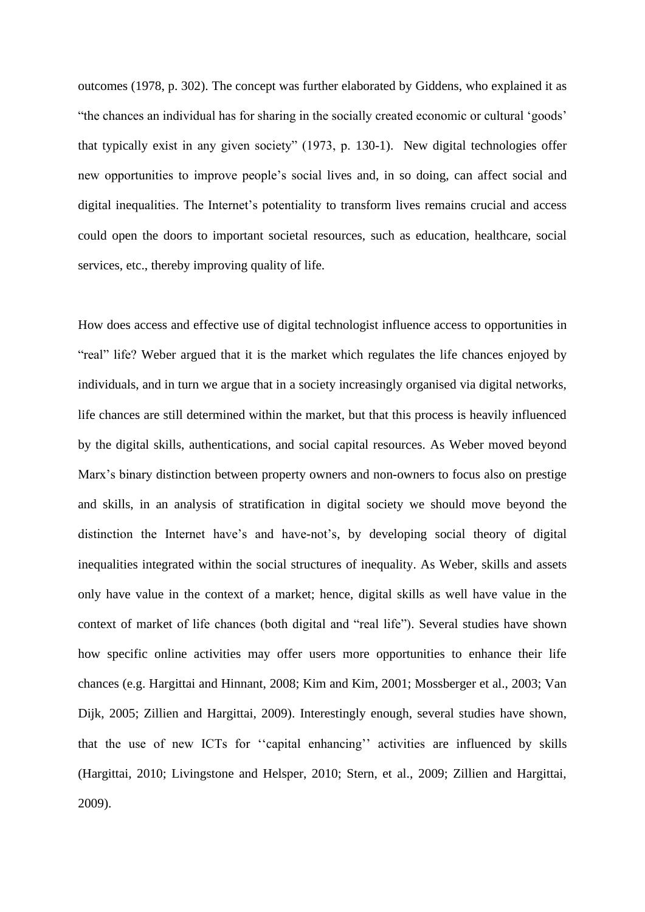outcomes (1978, p. 302). The concept was further elaborated by Giddens, who explained it as "the chances an individual has for sharing in the socially created economic or cultural 'goods' that typically exist in any given society" (1973, p. 130-1). New digital technologies offer new opportunities to improve people's social lives and, in so doing, can affect social and digital inequalities. The Internet's potentiality to transform lives remains crucial and access could open the doors to important societal resources, such as education, healthcare, social services, etc., thereby improving quality of life.

How does access and effective use of digital technologist influence access to opportunities in "real" life? Weber argued that it is the market which regulates the life chances enjoyed by individuals, and in turn we argue that in a society increasingly organised via digital networks, life chances are still determined within the market, but that this process is heavily influenced by the digital skills, authentications, and social capital resources. As Weber moved beyond Marx's binary distinction between property owners and non-owners to focus also on prestige and skills, in an analysis of stratification in digital society we should move beyond the distinction the Internet have's and have-not's, by developing social theory of digital inequalities integrated within the social structures of inequality. As Weber, skills and assets only have value in the context of a market; hence, digital skills as well have value in the context of market of life chances (both digital and "real life"). Several studies have shown how specific online activities may offer users more opportunities to enhance their life chances (e.g. Hargittai and Hinnant, 2008; Kim and Kim, 2001; Mossberger et al., 2003; Van Dijk, 2005; Zillien and Hargittai, 2009). Interestingly enough, several studies have shown, that the use of new ICTs for ''capital enhancing'' activities are influenced by skills (Hargittai, 2010; Livingstone and Helsper, 2010; Stern, et al., 2009; Zillien and Hargittai, 2009).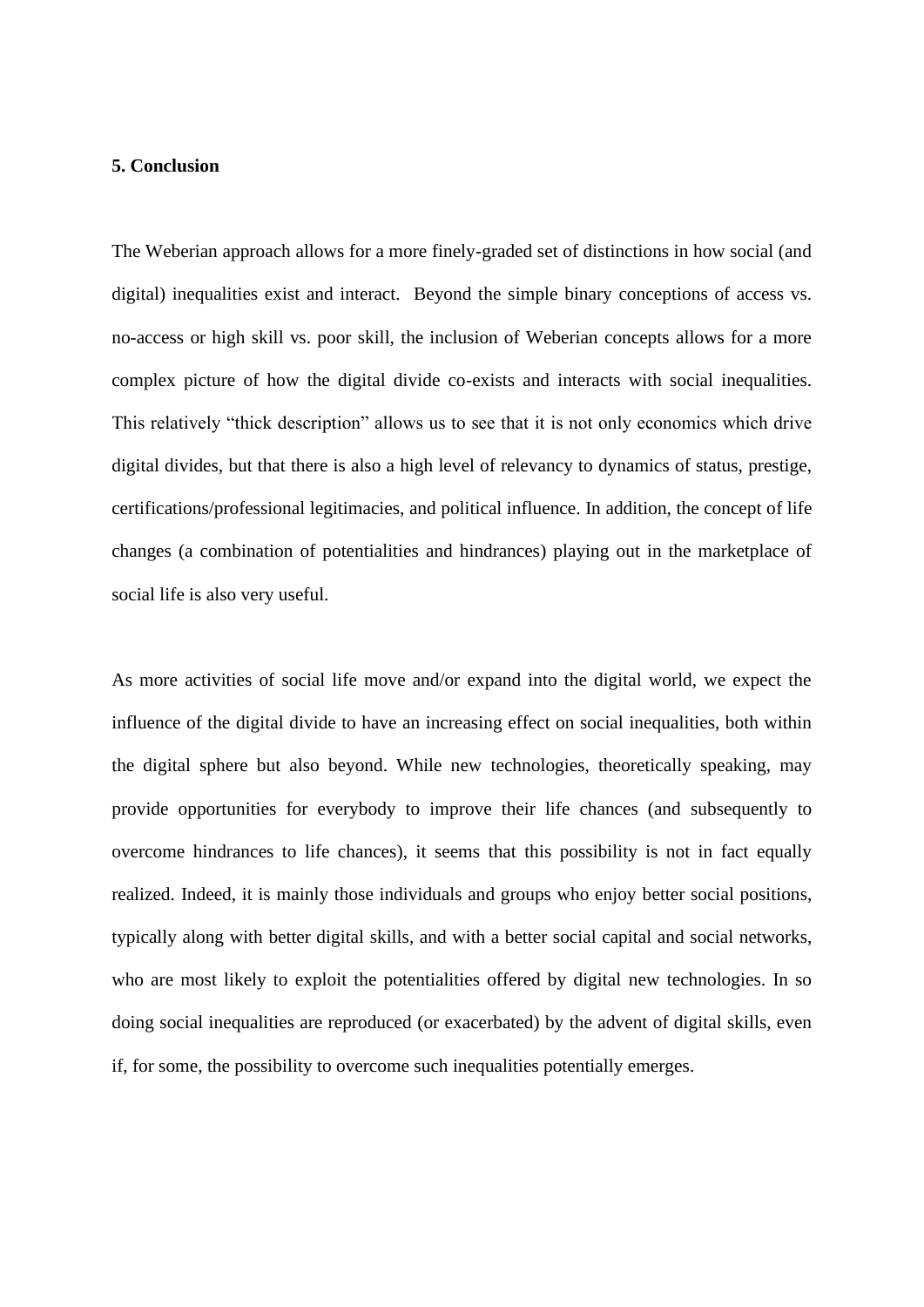## 5. Conclusion

The Weberian approach allows for a more finely-graded set of distinctions in how social (and digital) inequalities exist and interact. Beyond the simple binary conceptions of access vs. no-access or high skill vs. poor skill, the inclusion of Weberian concepts allows for a more complex picture of how the digital divide co-exists and interacts with social inequalities. This relatively "thick description" allows us to see that it is not only economics which drive digital divides, but that there is also a high level of relevancy to dynamics of status, prestige, certifications/professional legitimacies, and political influence. In addition, the concept of life changes (a combination of potentialities and hindrances) playing out in the marketplace of social life is also very useful.

As more activities of social life move and/or expand into the digital world, we expect the influence of the digital divide to have an increasing effect on social inequalities, both within the digital sphere but also beyond. While new technologies, theoretically speaking, may provide opportunities for everybody to improve their life chances (and subsequently to overcome hindrances to life chances), it seems that this possibility is not in fact equally realized. Indeed, it is mainly those individuals and groups who enjoy better social positions, typically along with better digital skills, and with a better social capital and social networks, who are most likely to exploit the potentialities offered by digital new technologies. In so doing social inequalities are reproduced (or exacerbated) by the advent of digital skills, even if, for some, the possibility to overcome such inequalities potentially emerges.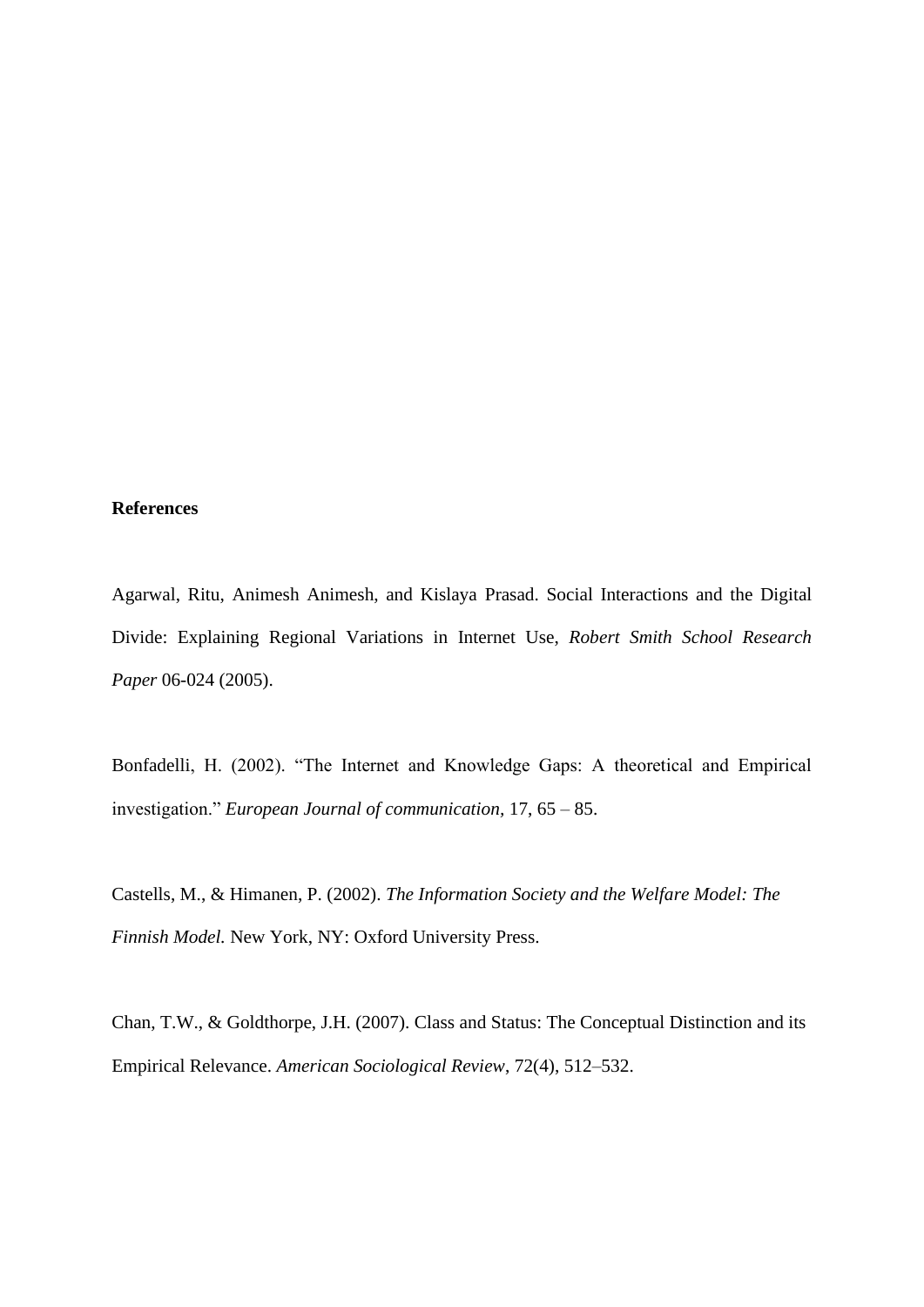**References**

Agarwal, Ritu, Animesh Animesh, and Kislaya Prasad. Social Interactions and the Digital Divide: Explaining Regional Variations in Internet Use, *Robert Smith School Research Paper* 06-024 (2005).

Bonfadelli, H. (2002). "The Internet and Knowledge Gaps: A theoretical and Empirical investigation." *European Journal of communication*, 17, 65 – 85.

Castells, M., & Himanen, P. (2002). *The Information Society and the Welfare Model: The Finnish Model.* New York, NY: Oxford University Press.

Chan, T.W., & Goldthorpe, J.H. (2007). Class and Status: The Conceptual Distinction and its Empirical Relevance. *American Sociological Review*, 72(4), 512–532.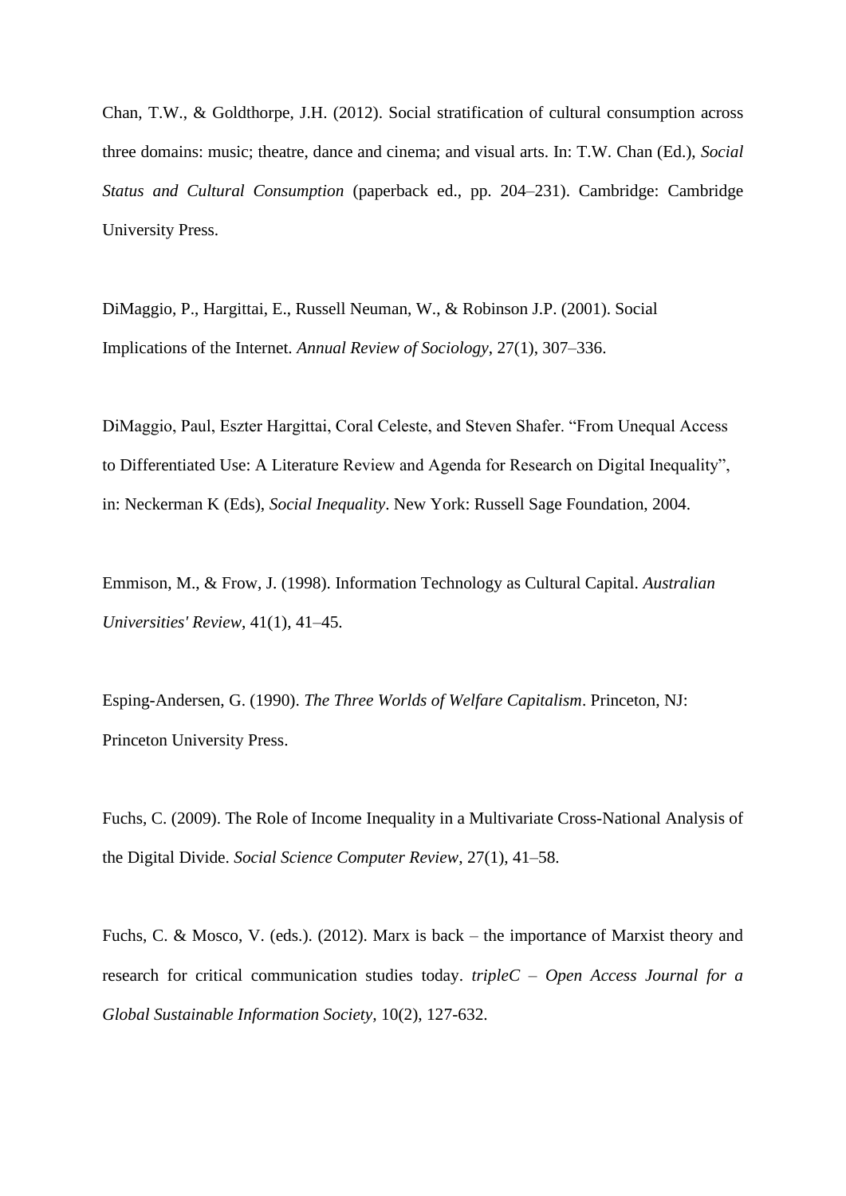Chan, T.W., & Goldthorpe, J.H. (2012). Social stratification of cultural consumption across three domains: music; theatre, dance and cinema; and visual arts. In: T.W. Chan (Ed.), *Social Status and Cultural Consumption* (paperback ed., pp. 204–231). Cambridge: Cambridge University Press.

DiMaggio, P., Hargittai, E., Russell Neuman, W., & Robinson J.P. (2001). Social Implications of the Internet. *Annual Review of Sociology*, 27(1), 307–336.

DiMaggio, Paul, Eszter Hargittai, Coral Celeste, and Steven Shafer. "From Unequal Access to Differentiated Use: A Literature Review and Agenda for Research on Digital Inequality", in: Neckerman K (Eds), *Social Inequality*. New York: Russell Sage Foundation, 2004.

Emmison, M., & Frow, J. (1998). Information Technology as Cultural Capital. *Australian Universities' Review*, 41(1), 41–45.

Esping-Andersen, G. (1990). *The Three Worlds of Welfare Capitalism*. Princeton, NJ: Princeton University Press.

Fuchs, C. (2009). The Role of Income Inequality in a Multivariate Cross-National Analysis of the Digital Divide. *Social Science Computer Review*, 27(1), 41–58.

Fuchs, C. & Mosco, V. (eds.). (2012). Marx is back – the importance of Marxist theory and research for critical communication studies today. *tripleC – Open Access Journal for a Global Sustainable Information Society,* 10(2), 127-632.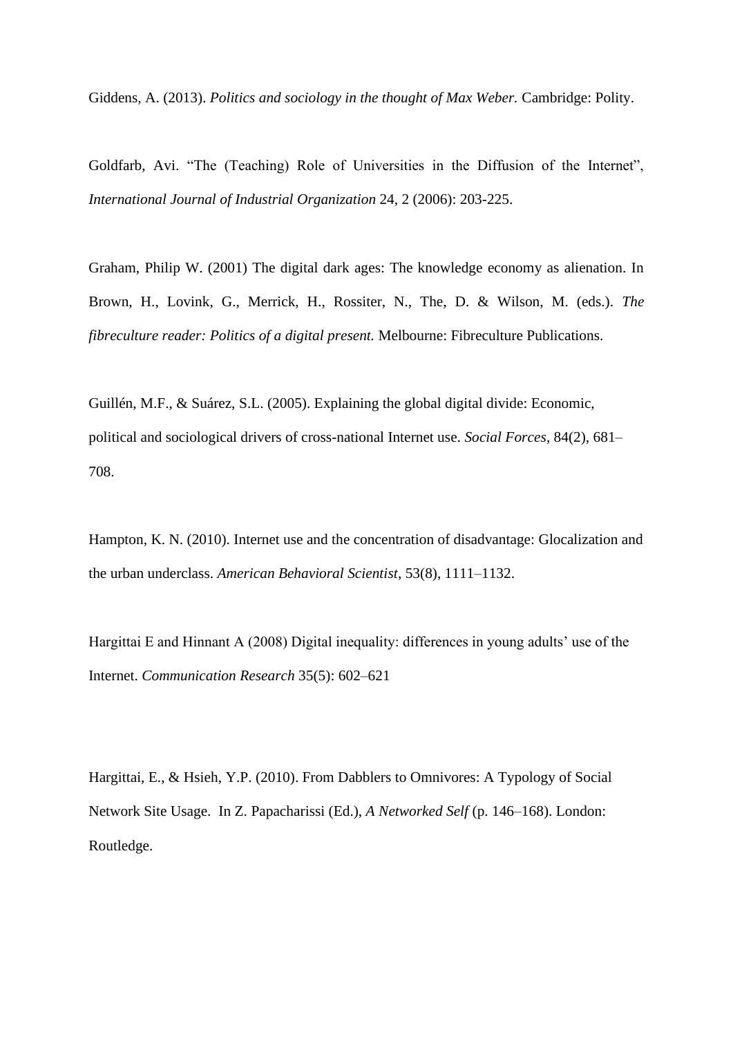Giddens, A. (2013). *Politics and sociology in the thought of Max Weber.* Cambridge: Polity.

Goldfarb, Avi. "The (Teaching) Role of Universities in the Diffusion of the Internet", *International Journal of Industrial Organization* 24, 2 (2006): 203-225.

Graham, Philip W. (2001) The digital dark ages: The knowledge economy as alienation. In Brown, H., Lovink, G., Merrick, H., Rossiter, N., The, D. & Wilson, M. (eds.). *The fibreculture reader: Politics of a digital present.* Melbourne: Fibreculture Publications.

Guillén, M.F., & Suárez, S.L. (2005). Explaining the global digital divide: Economic, political and sociological drivers of cross-national Internet use. *Social Forces*, 84(2), 681–708.

Hampton, K. N. (2010). Internet use and the concentration of disadvantage: Glocalization and the urban underclass. *American Behavioral Scientist*, 53(8), 1111–1132.

Hargittai E and Hinnant A (2008) Digital inequality: differences in young adults' use of the Internet. *Communication Research* 35(5): 602–621

Hargittai, E., & Hsieh, Y.P. (2010). From Dabblers to Omnivores: A Typology of Social Network Site Usage. In Z. Papacharissi (Ed.), *A Networked Self* (p. 146–168). London: Routledge.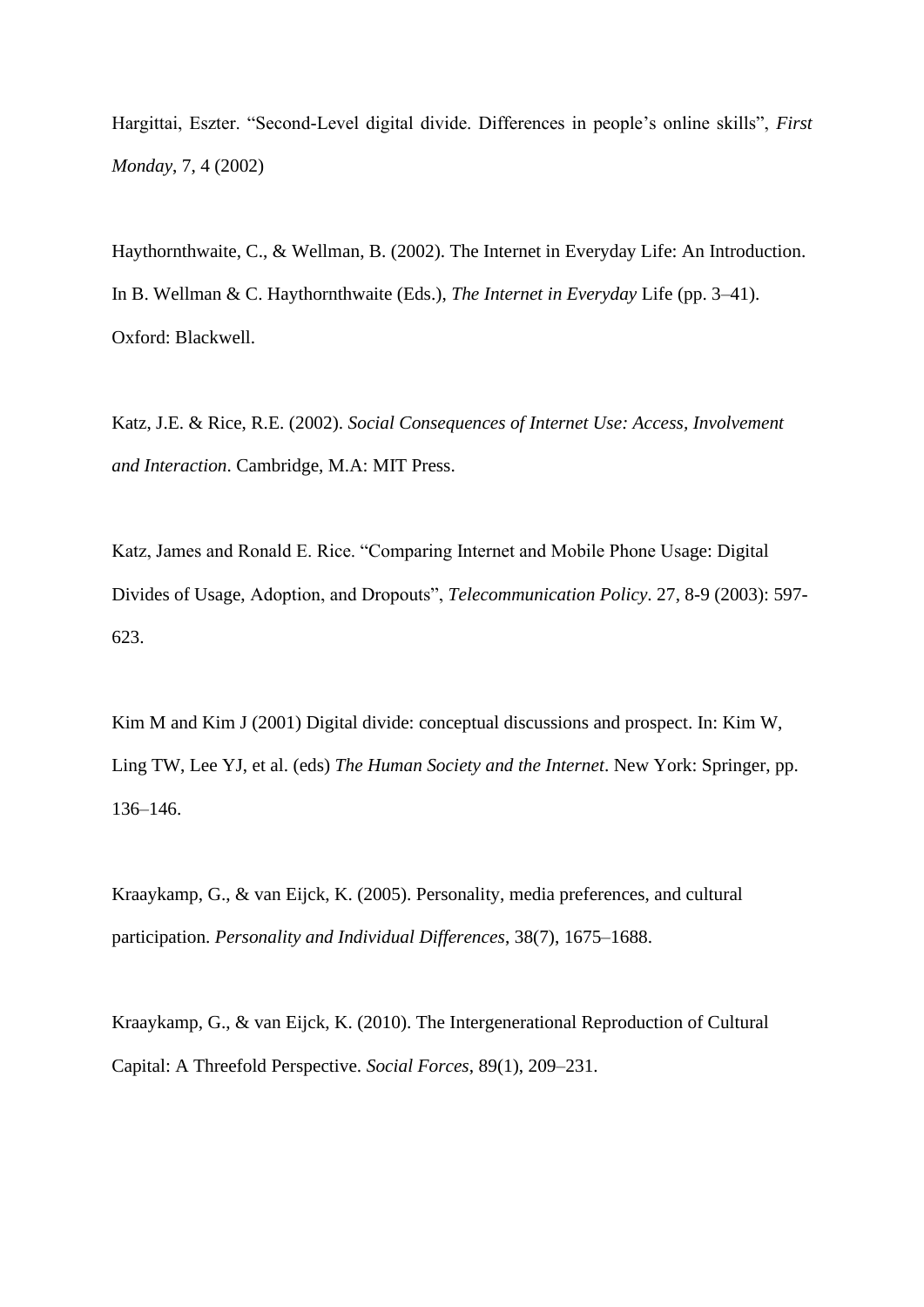Hargittai, Eszter. “Second-Level digital divide. Differences in people’s online skills”, *First Monday*, 7, 4 (2002)

Haythornthwaite, C., & Wellman, B. (2002). The Internet in Everyday Life: An Introduction. In B. Wellman & C. Haythornthwaite (Eds.), *The Internet in Everyday* Life (pp. 3–41). Oxford: Blackwell.

Katz, J.E. & Rice, R.E. (2002). *Social Consequences of Internet Use: Access, Involvement and Interaction*. Cambridge, M.A: MIT Press.

Katz, James and Ronald E. Rice. “Comparing Internet and Mobile Phone Usage: Digital Divides of Usage, Adoption, and Dropouts”, *Telecommunication Policy*. 27, 8-9 (2003): 597-623.

Kim M and Kim J (2001) Digital divide: conceptual discussions and prospect. In: Kim W, Ling TW, Lee YJ, et al. (eds) *The Human Society and the Internet*. New York: Springer, pp. 136–146.

Kraaykamp, G., & van Eijck, K. (2005). Personality, media preferences, and cultural participation. *Personality and Individual Differences*, 38(7), 1675–1688.

Kraaykamp, G., & van Eijck, K. (2010). The Intergenerational Reproduction of Cultural Capital: A Threefold Perspective. *Social Forces*, 89(1), 209–231.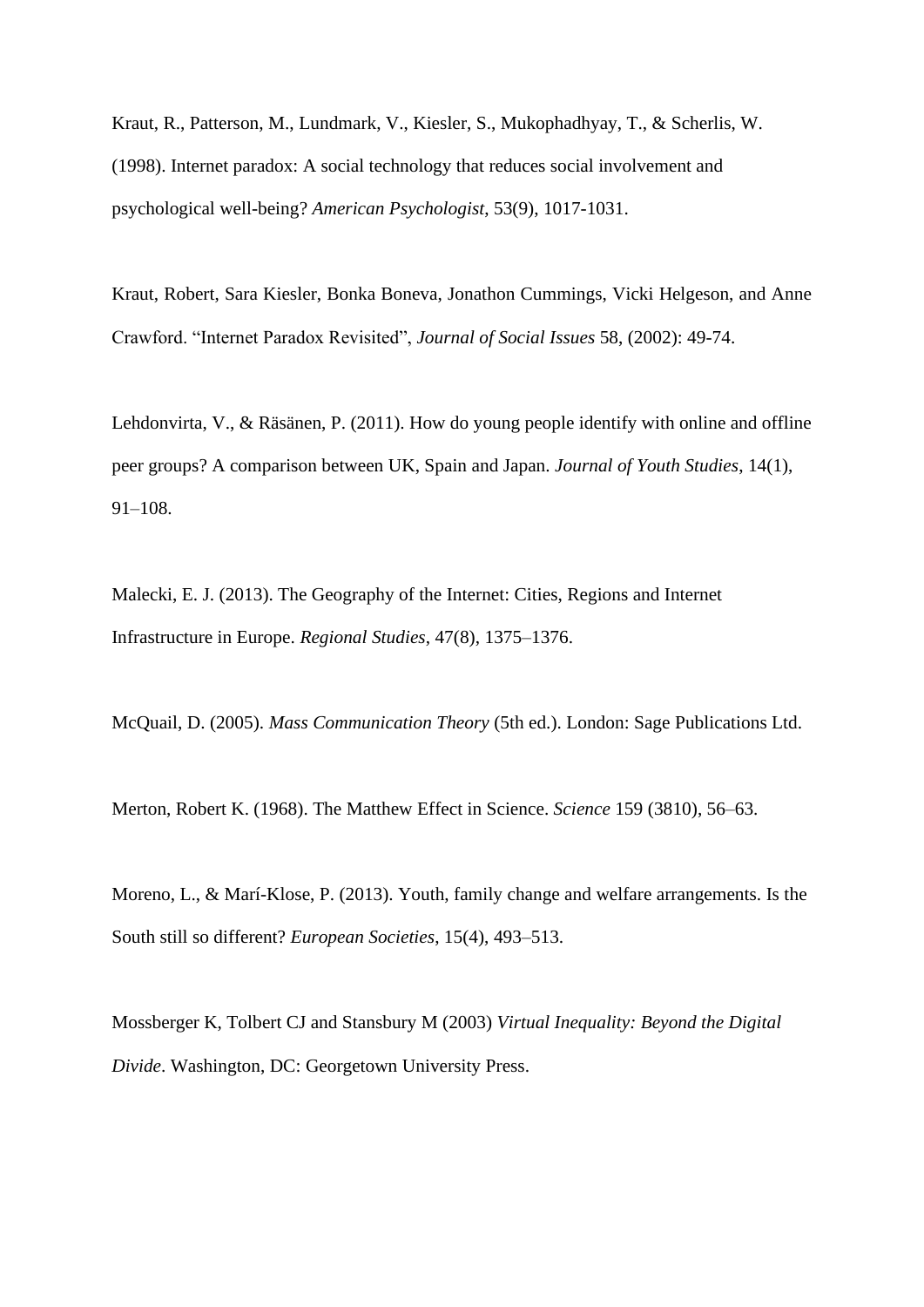Kraut, R., Patterson, M., Lundmark, V., Kiesler, S., Mukophadhyay, T., & Scherlis, W. (1998). Internet paradox: A social technology that reduces social involvement and psychological well-being? *American Psychologist*, 53(9), 1017-1031.

Kraut, Robert, Sara Kiesler, Bonka Boneva, Jonathon Cummings, Vicki Helgeson, and Anne Crawford. "Internet Paradox Revisited", *Journal of Social Issues* 58, (2002): 49-74.

Lehdonvirta, V., & Räsänen, P. (2011). How do young people identify with online and offline peer groups? A comparison between UK, Spain and Japan. *Journal of Youth Studies*, 14(1), 91–108.

Malecki, E. J. (2013). The Geography of the Internet: Cities, Regions and Internet Infrastructure in Europe. *Regional Studies*, 47(8), 1375–1376.

McQuail, D. (2005). *Mass Communication Theory* (5th ed.). London: Sage Publications Ltd.

Merton, Robert K. (1968). The Matthew Effect in Science. *Science* 159 (3810), 56–63.

Moreno, L., & Marí-Klose, P. (2013). Youth, family change and welfare arrangements. Is the South still so different? *European Societies*, 15(4), 493–513.

Mossberger K, Tolbert CJ and Stansbury M (2003) *Virtual Inequality: Beyond the Digital Divide*. Washington, DC: Georgetown University Press.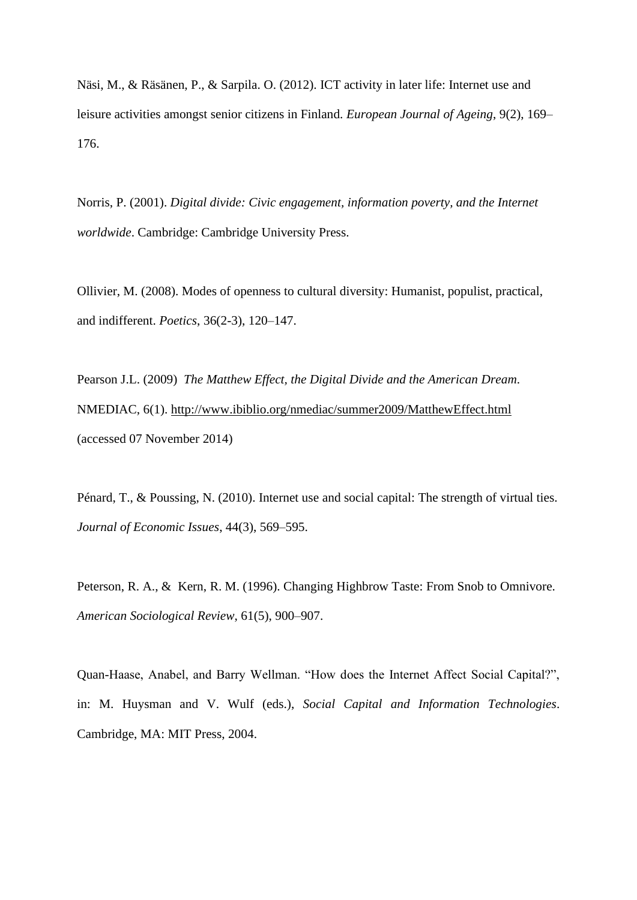Näsi, M., & Räsänen, P., & Sarpila. O. (2012). ICT activity in later life: Internet use and leisure activities amongst senior citizens in Finland. *European Journal of Ageing*, 9(2), 169–176.

Norris, P. (2001). *Digital divide: Civic engagement, information poverty, and the Internet worldwide*. Cambridge: Cambridge University Press.

Ollivier, M. (2008). Modes of openness to cultural diversity: Humanist, populist, practical, and indifferent. *Poetics*, 36(2-3), 120–147.

Pearson J.L. (2009) *The Matthew Effect, the Digital Divide and the American Dream*. NMEDIAC, 6(1). http://www.ibiblio.org/nmediac/summer2009/MatthewEffect.html (accessed 07 November 2014)

Pénard, T., & Poussing, N. (2010). Internet use and social capital: The strength of virtual ties. *Journal of Economic Issues*, 44(3), 569–595.

Peterson, R. A., & Kern, R. M. (1996). Changing Highbrow Taste: From Snob to Omnivore. *American Sociological Review*, 61(5), 900–907.

Quan-Haase, Anabel, and Barry Wellman. "How does the Internet Affect Social Capital?", in: M. Huysman and V. Wulf (eds.), *Social Capital and Information Technologies*. Cambridge, MA: MIT Press, 2004.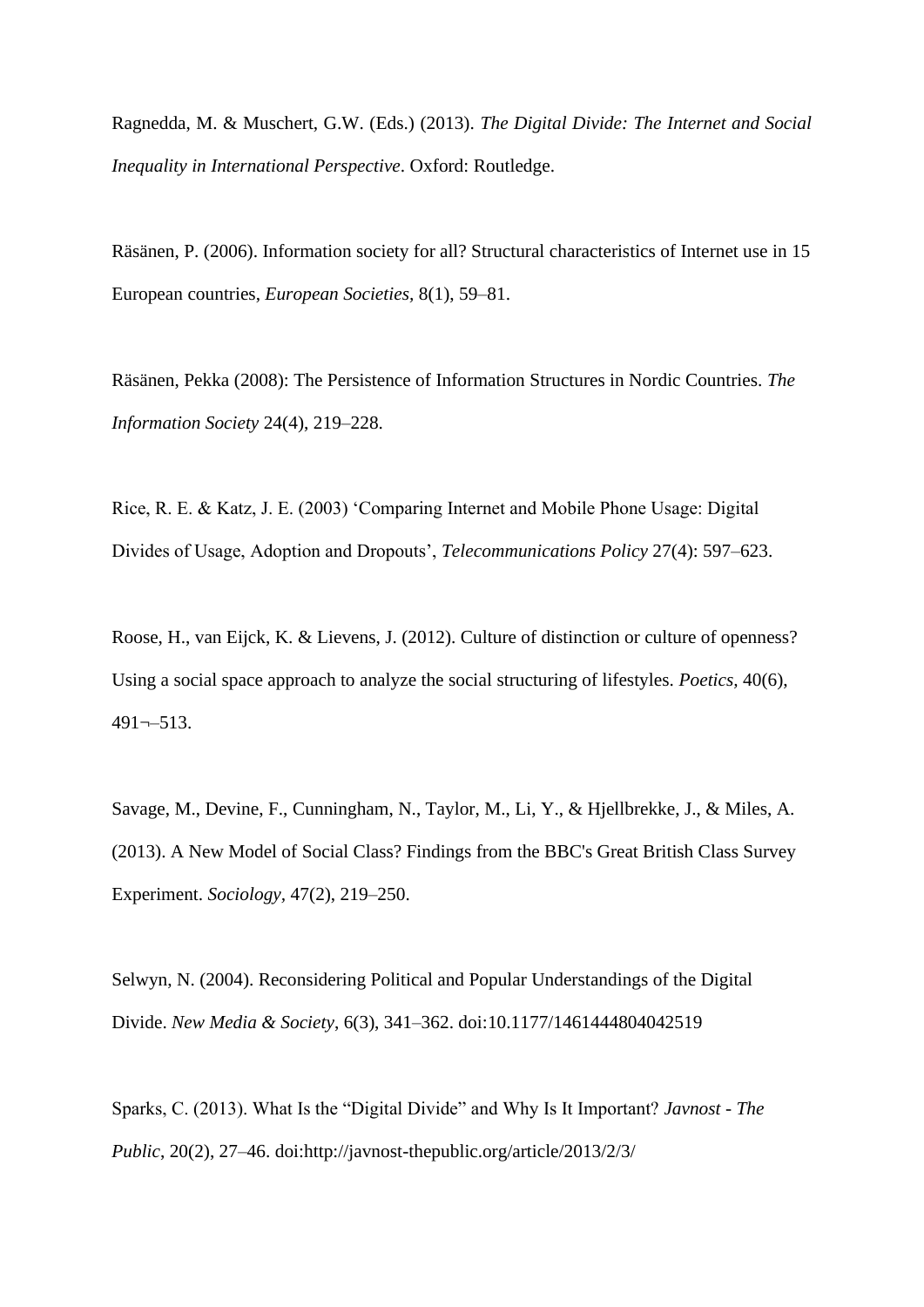Ragnedda, M. & Muschert, G.W. (Eds.) (2013). *The Digital Divide: The Internet and Social Inequality in International Perspective*. Oxford: Routledge.

Räsänen, P. (2006). Information society for all? Structural characteristics of Internet use in 15 European countries, *European Societies,* 8(1), 59–81.

Räsänen, Pekka (2008): The Persistence of Information Structures in Nordic Countries. *The Information Society* 24(4), 219–228.

Rice, R. E. & Katz, J. E. (2003) 'Comparing Internet and Mobile Phone Usage: Digital Divides of Usage, Adoption and Dropouts', *Telecommunications Policy* 27(4): 597–623.

Roose, H., van Eijck, K. & Lievens, J. (2012). Culture of distinction or culture of openness? Using a social space approach to analyze the social structuring of lifestyles. *Poetics,* 40(6), 491¬–513.

Savage, M., Devine, F., Cunningham, N., Taylor, M., Li, Y., & Hjellbrekke, J., & Miles, A. (2013). A New Model of Social Class? Findings from the BBC's Great British Class Survey Experiment. *Sociology,* 47(2), 219–250.

Selwyn, N. (2004). Reconsidering Political and Popular Understandings of the Digital Divide. *New Media & Society*, 6(3), 341–362. doi:10.1177/1461444804042519

Sparks, C. (2013). What Is the "Digital Divide" and Why Is It Important? *Javnost - The Public*, 20(2), 27–46. doi:http://javnost-thepublic.org/article/2013/2/3/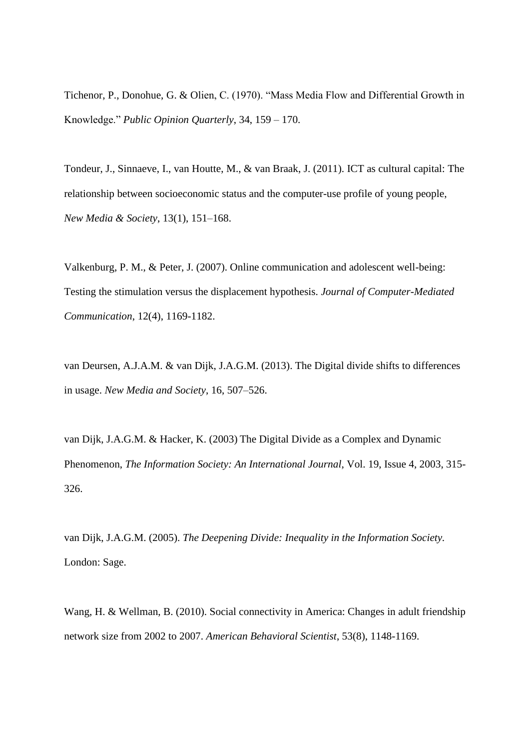Tichenor, P., Donohue, G. & Olien, C. (1970). "Mass Media Flow and Differential Growth in Knowledge." *Public Opinion Quarterly*, 34, 159 – 170.

Tondeur, J., Sinnaeve, I., van Houtte, M., & van Braak, J. (2011). ICT as cultural capital: The relationship between socioeconomic status and the computer-use profile of young people, *New Media & Society*, 13(1), 151–168.

Valkenburg, P. M., & Peter, J. (2007). Online communication and adolescent well-being: Testing the stimulation versus the displacement hypothesis. *Journal of Computer-Mediated Communication*, 12(4), 1169-1182.

van Deursen, A.J.A.M. & van Dijk, J.A.G.M. (2013). The Digital divide shifts to differences in usage. *New Media and Society*, 16, 507–526.

van Dijk, J.A.G.M. & Hacker, K. (2003) The Digital Divide as a Complex and Dynamic Phenomenon, *The Information Society: An International Journal*, Vol. 19, Issue 4, 2003, 315-326.

van Dijk, J.A.G.M. (2005). *The Deepening Divide: Inequality in the Information Society.* London: Sage.

Wang, H. & Wellman, B. (2010). Social connectivity in America: Changes in adult friendship network size from 2002 to 2007. *American Behavioral Scientist*, 53(8), 1148-1169.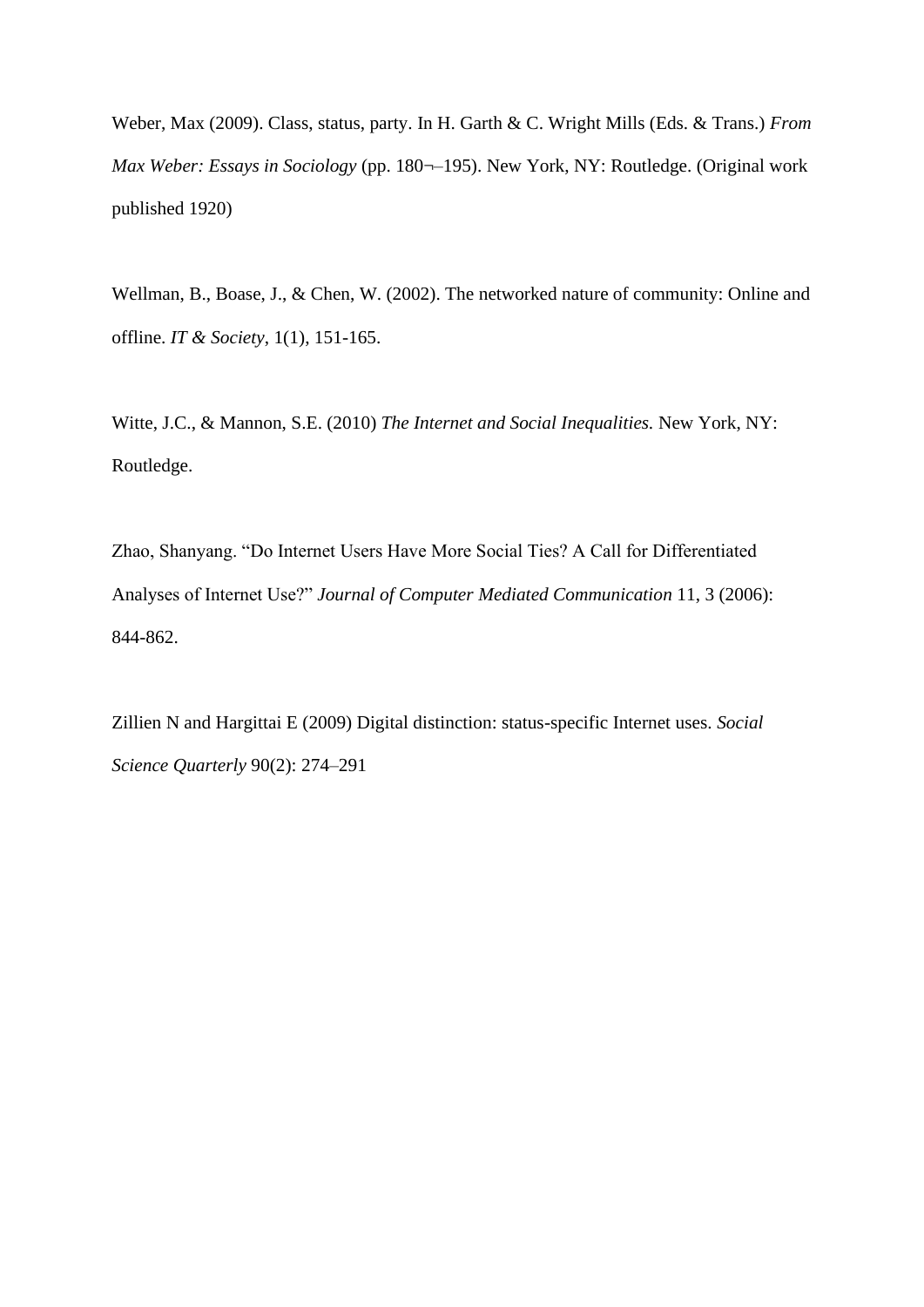Weber, Max (2009). Class, status, party. In H. Garth & C. Wright Mills (Eds. & Trans.) *From Max Weber: Essays in Sociology* (pp. 180¬–195). New York, NY: Routledge. (Original work published 1920)

Wellman, B., Boase, J., & Chen, W. (2002). The networked nature of community: Online and offline. *IT & Society*, 1(1), 151-165.

Witte, J.C., & Mannon, S.E. (2010) *The Internet and Social Inequalities.* New York, NY: Routledge.

Zhao, Shanyang. "Do Internet Users Have More Social Ties? A Call for Differentiated Analyses of Internet Use?" *Journal of Computer Mediated Communication* 11, 3 (2006): 844-862.

Zillien N and Hargittai E (2009) Digital distinction: status-specific Internet uses. *Social Science Quarterly* 90(2): 274–291